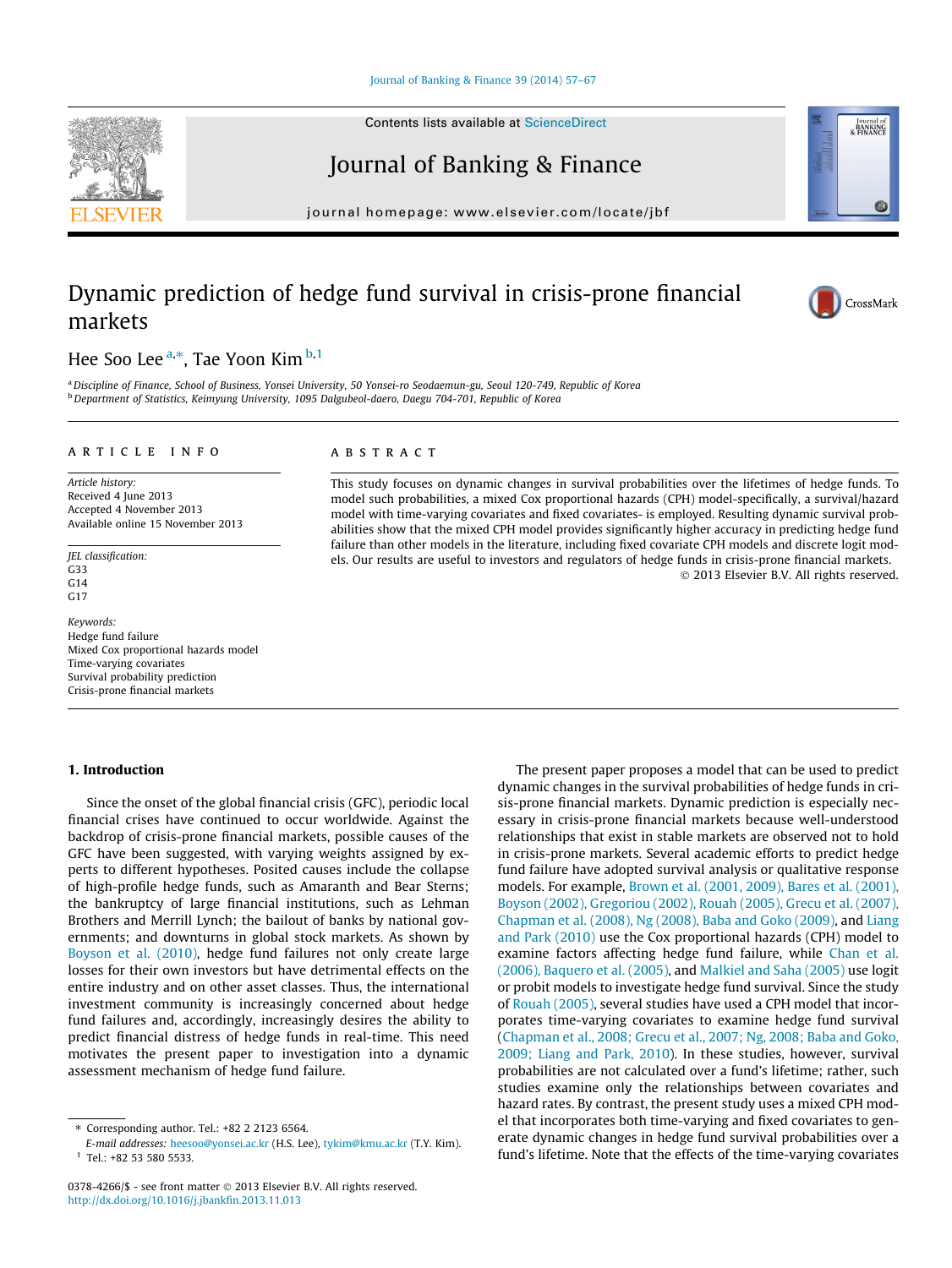# Dynamic prediction of hedge fund survival in crisis-prone financial markets

Hee Soo Lee [a,*], Tae Yoon Kim [b,1]

[a] Discipline of Finance, School of Business, Yonsei University, 50 Yonsei-ro Seodaemun-gu, Seoul 120-749, Republic of Korea
[b] Department of Statistics, Keimyung University, 1095 Dalgubeol-daero, Daegu 704-701, Republic of Korea

## ARTICLE INFO

*Article history:*
Received 4 June 2013
Accepted 4 November 2013
Available online 15 November 2013

*JEL classification:*
G33
G14
G17

*Keywords:*
Hedge fund failure
Mixed Cox proportional hazards model
Time-varying covariates
Survival probability prediction
Crisis-prone financial markets

## ABSTRACT

This study focuses on dynamic changes in survival probabilities over the lifetimes of hedge funds. To model such probabilities, a mixed Cox proportional hazards (CPH) model-specifically, a survival/hazard model with time-varying covariates and fixed covariates- is employed. Resulting dynamic survival probabilities show that the mixed CPH model provides significantly higher accuracy in predicting hedge fund failure than other models in the literature, including fixed covariate CPH models and discrete logit models. Our results are useful to investors and regulators of hedge funds in crisis-prone financial markets.

© 2013 Elsevier B.V. All rights reserved.

## 1. Introduction

Since the onset of the global financial crisis (GFC), periodic local financial crises have continued to occur worldwide. Against the backdrop of crisis-prone financial markets, possible causes of the GFC have been suggested, with varying weights assigned by experts to different hypotheses. Posited causes include the collapse of high-profile hedge funds, such as Amaranth and Bear Sterns; the bankruptcy of large financial institutions, such as Lehman Brothers and Merrill Lynch; the bailout of banks by national governments; and downturns in global stock markets. As shown by Boyson et al. (2010), hedge fund failures not only create large losses for their own investors but have detrimental effects on the entire industry and on other asset classes. Thus, the international investment community is increasingly concerned about hedge fund failures and, accordingly, increasingly desires the ability to predict financial distress of hedge funds in real-time. This need motivates the present paper to investigation into a dynamic assessment mechanism of hedge fund failure.

The present paper proposes a model that can be used to predict dynamic changes in the survival probabilities of hedge funds in crisis-prone financial markets. Dynamic prediction is especially necessary in crisis-prone financial markets because well-understood relationships that exist in stable markets are observed not to hold in crisis-prone markets. Several academic efforts to predict hedge fund failure have adopted survival analysis or qualitative response models. For example, Brown et al. (2001, 2009), Bares et al. (2001), Boyson (2002), Gregoriou (2002), Rouah (2005), Grecu et al. (2007), Chapman et al. (2008), Ng (2008), Baba and Goko (2009), and Liang and Park (2010) use the Cox proportional hazards (CPH) model to examine factors affecting hedge fund failure, while Chan et al. (2006), Baquero et al. (2005), and Malkiel and Saha (2005) use logit or probit models to investigate hedge fund survival. Since the study of Rouah (2005), several studies have used a CPH model that incorporates time-varying covariates to examine hedge fund survival (Chapman et al., 2008; Grecu et al., 2007; Ng, 2008; Baba and Goko, 2009; Liang and Park, 2010). In these studies, however, survival probabilities are not calculated over a fund's lifetime; rather, such studies examine only the relationships between covariates and hazard rates. By contrast, the present study uses a mixed CPH model that incorporates time-varying and fixed covariates to generate dynamic changes in hedge fund survival probabilities over a fund's lifetime. Note that the effects of the time-varying covariates

---

* Corresponding author. Tel.: +82 2 2123 6564.
E-mail addresses: heesoo@yonsei.ac.kr (H.S. Lee), tykim@kmu.ac.kr (T.Y. Kim).
[1] Tel.: +82 53 580 5533.

0378-4266/$ - see front matter © 2013 Elsevier B.V. All rights reserved.
http://dx.doi.org/10.1016/j.jbankfin.2013.11.013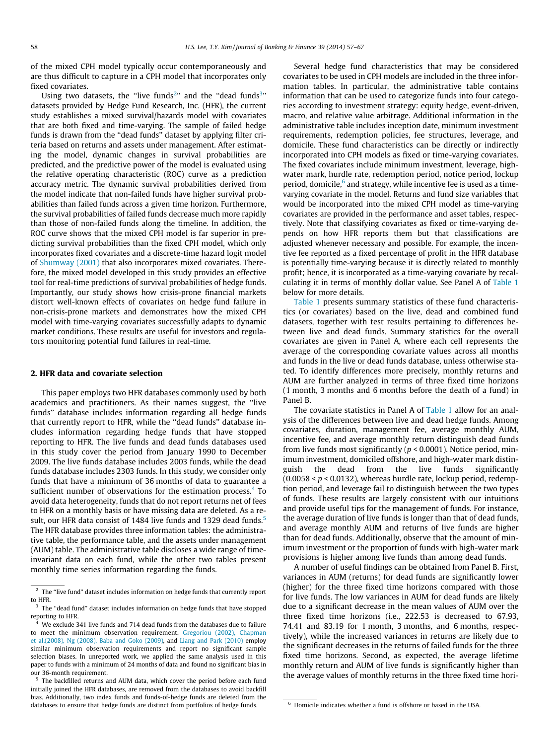of the mixed CPH model typically occur contemporaneously and are thus difficult to capture in a CPH model that incorporates only fixed covariates.

Using two datasets, the "live funds[2]" and the "dead funds[3]" datasets provided by Hedge Fund Research, Inc. (HFR), the current study establishes a mixed survival/hazards model with covariates that are both fixed and time-varying. The sample of failed hedge funds is drawn from the "dead funds" dataset by applying filter criteria based on returns and assets under management. After estimating the model, dynamic changes in survival probabilities are predicted, and the predictive power of the model is evaluated using the relative operating characteristic (ROC) curve as a prediction accuracy metric. The dynamic survival probabilities derived from the model indicate that non-failed funds have higher survival probabilities than failed funds across a given time horizon. Furthermore, the survival probabilities of failed funds decrease much more rapidly than those of non-failed funds along the timeline. In addition, the ROC curve shows that the mixed CPH model is far superior in predicting survival probabilities than the fixed CPH model, which only incorporates fixed covariates and a discrete-time hazard logit model of Shumway (2001) that also incorporates mixed covariates. Therefore, the mixed model developed in this study provides an effective tool for real-time predictions of survival probabilities of hedge funds. Importantly, our study shows how crisis-prone financial markets distort well-known effects of covariates on hedge fund failure in non-crisis-prone markets and demonstrates how the mixed CPH model with time-varying covariates successfully adapts to dynamic market conditions. These results are useful for investors and regulators monitoring potential fund failures in real-time.

## 2. HFR data and covariate selection

This paper employs two HFR databases commonly used by both academics and practitioners. As their names suggest, the "live funds" database includes information regarding all hedge funds that currently report to HFR, while the "dead funds" database includes information regarding hedge funds that have stopped reporting to HFR. The live funds and dead funds databases used in this study cover the period from January 1990 to December 2009. The live funds database includes 2003 funds, while the dead funds database includes 2303 funds. In this study, we consider only funds that have a minimum of 36 months of data to guarantee a sufficient number of observations for the estimation process.[4] To avoid data heterogeneity, funds that do not report returns net of fees to HFR on a monthly basis or have missing data are deleted. As a result, our HFR data consist of 1484 live funds and 1329 dead funds.[5] The HFR database provides three information tables: the administrative table, the performance table, and the assets under management (AUM) table. The administrative table discloses a wide range of time-invariant data on each fund, while the other two tables present monthly time series information regarding the funds.

Several hedge fund characteristics that may be considered covariates to be used in CPH models are included in the three information tables. In particular, the administrative table contains information that can be used to categorize funds into four categories according to investment strategy: equity hedge, event-driven, macro, and relative value arbitrage. Additional information in the administrative table includes inception date, minimum investment requirements, redemption policies, fee structures, leverage, and domicile. These fund characteristics can be directly or indirectly incorporated into CPH models as fixed or time-varying covariates. The fixed covariates include minimum investment, leverage, high-water mark, hurdle rate, redemption period, notice period, lockup period, domicile,[6] and strategy, while incentive fee is used as a time-varying covariate in the model. Returns and fund size variables that would be incorporated into the mixed CPH model as time-varying covariates are provided in the performance and asset tables, respectively. Note that classifying covariates as fixed or time-varying depends on how HFR reports them but that classifications are adjusted whenever necessary and possible. For example, the incentive fee reported as a fixed percentage of profit in the HFR database is potentially time-varying because it is directly related to monthly profit; hence, it is incorporated as a time-varying covariate by recalculating it in terms of monthly dollar value. See Panel A of Table 1 below for more details.

Table 1 presents summary statistics of these fund characteristics (or covariates) based on the live, dead and combined fund datasets, together with test results pertaining to differences between live and dead funds. Summary statistics for the overall covariates are given in Panel A, where each cell represents the average of the corresponding covariate values across all months and funds in the live or dead funds database, unless otherwise stated. To identify differences more precisely, monthly returns and AUM are further analyzed in terms of three fixed time horizons (1 month, 3 months and 6 months before the death of a fund) in Panel B.

The covariate statistics in Panel A of Table 1 allow for an analysis of the differences between live and dead hedge funds. Among covariates, duration, management fee, average monthly AUM, incentive fee, and average monthly return distinguish dead funds from live funds most significantly ($p < 0.0001$). Notice period, minimum investment, domiciled offshore, and high-water mark distinguish the dead from the live funds significantly ($0.0058 < p < 0.0132$), whereas hurdle rate, lockup period, redemption period, and leverage fail to distinguish between the two types of funds. These results are largely consistent with our intuitions and provide useful tips for the management of funds. For instance, the average duration of live funds is longer than that of dead funds, and average monthly AUM and returns of live funds are higher than for dead funds. Additionally, observe that the amount of minimum investment or the proportion of funds with high-water mark provisions is higher among live funds than among dead funds.

A number of useful findings can be obtained from Panel B. First, variances in AUM (returns) for dead funds are significantly lower (higher) for the three fixed time horizons compared with those for live funds. The low variances in AUM for dead funds are likely due to a significant decrease in the mean values of AUM over the three fixed time horizons (i.e., 222.53 is decreased to 67.93, 74.41 and 83.19 for 1 month, 3 months, and 6 months, respectively), while the increased variances in returns are likely due to the significant decreases in the returns of failed funds for the three fixed time horizons. Second, as expected, the average lifetime monthly return and AUM of live funds is significantly higher than the average values of monthly returns in the three fixed time hori-

---

[2] The "live fund" dataset includes information on hedge funds that currently report to HFR.

[3] The "dead fund" dataset includes information on hedge funds that have stopped reporting to HFR.

[4] We exclude 341 live funds and 714 dead funds from the databases due to failure to meet the minimum observation requirement. Gregoriou (2002), Chapman et al.(2008), Ng (2008), Baba and Goko (2009), and Liang and Park (2010) employ similar minimum observation requirements and report no significant sample selection biases. In unreported work, we applied the same analysis used in this paper to funds with a minimum of 24 months of data and found no significant bias in our 36-month requirement.

[5] The backfilled returns and AUM data, which cover the period before each fund initially joined the HFR databases, are removed from the databases to avoid backfill bias. Additionally, two index funds and funds-of-hedge funds are deleted from the databases to ensure that hedge funds are distinct from portfolios of hedge funds.

[6] Domicile indicates whether a fund is offshore or based in the USA.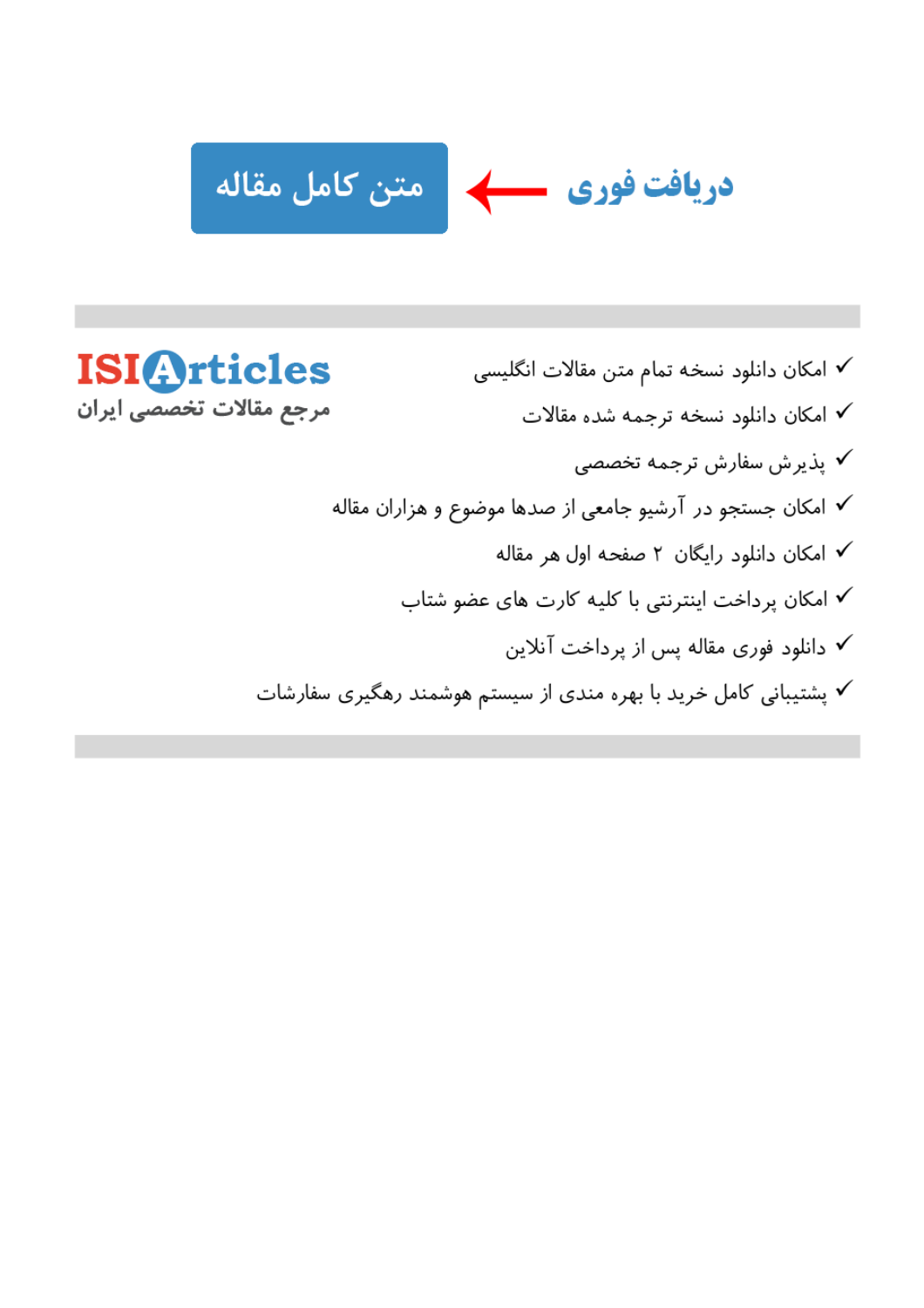دریافت فوری ← متن کامل مقاله

**ISIArticles**

مرجع مقالات تخصصی ایران

- ✓ امکان دانلود نسخه تمام متن مقالات انگلیسی
- ✓ امکان دانلود نسخه ترجمه شده مقالات
- ✓ پذیرش سفارش ترجمه تخصصی
- ✓ امکان جستجو در آرشیو جامعی از صدها موضوع و هزاران مقاله
- ✓ امکان دانلود رایگان ۲ صفحه اول هر مقاله
- ✓ امکان پرداخت اینترنتی با کلیه کارت های عضو شتاب
- ✓ دانلود فوری مقاله پس از پرداخت آنلاین
- ✓ پشتیبانی کامل خرید با بهره مندی از سیستم هوشمند رهگیری سفارشات